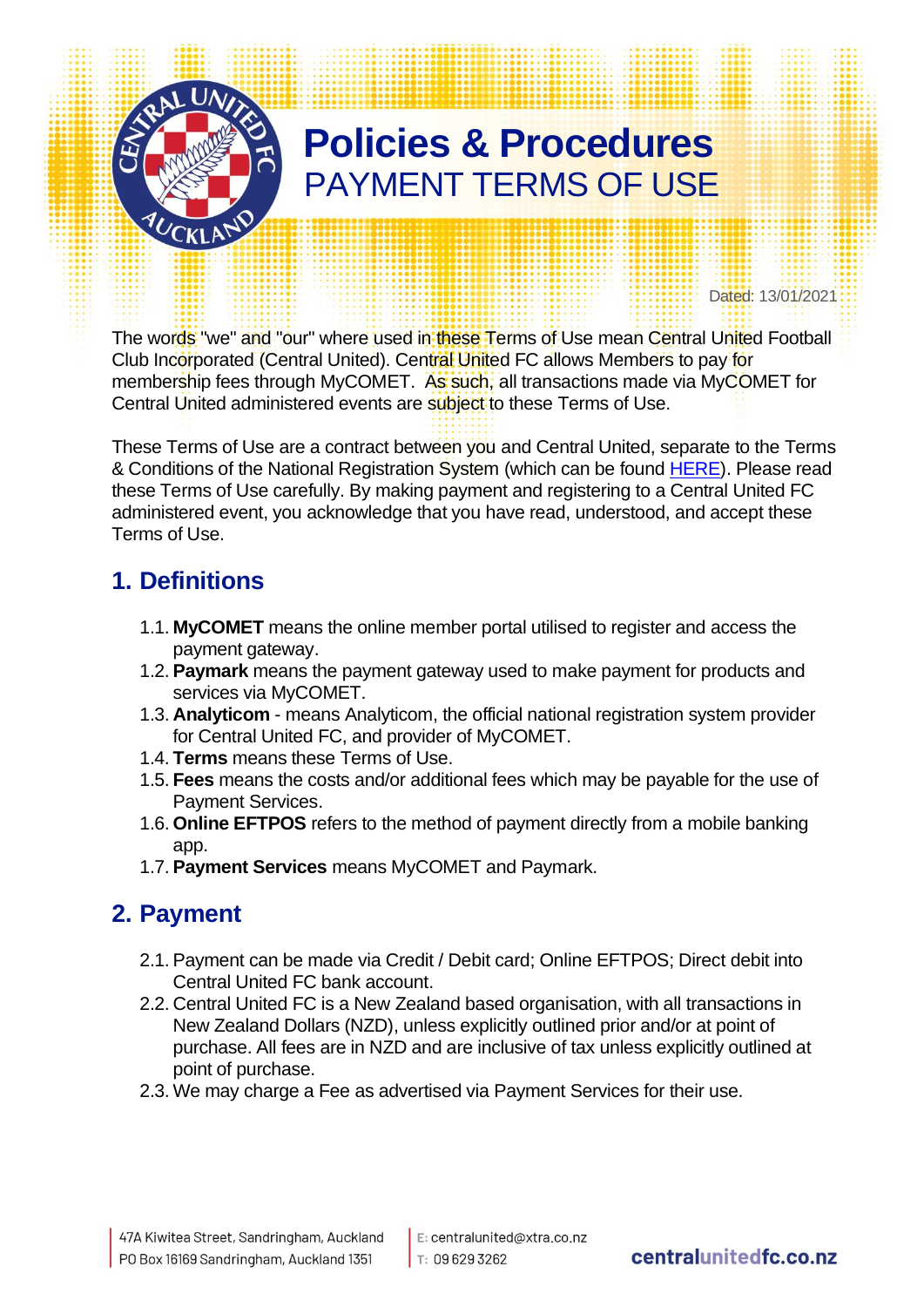# Policies & Procedures
## PAYMENT TERMS OF USE

Dated: 13/01/2021

The words "we" and "our" where used in these Terms of Use mean Central United Football Club Incorporated (Central United). Central United FC allows Members to pay for membership fees through MyCOMET. As such, all transactions made via MyCOMET for Central United administered events are subject to these Terms of Use.

These Terms of Use are a contract between you and Central United, separate to the Terms & Conditions of the National Registration System (which can be found HERE). Please read these Terms of Use carefully. By making payment and registering to a Central United FC administered event, you acknowledge that you have read, understood, and accept these Terms of Use.

## 1. Definitions

1.1. **MyCOMET** means the online member portal utilised to register and access the payment gateway.

1.2. **Paymark** means the payment gateway used to make payment for products and services via MyCOMET.

1.3. **Analyticom** - means Analyticom, the official national registration system provider for Central United FC, and provider of MyCOMET.

1.4. **Terms** means these Terms of Use.

1.5. **Fees** means the costs and/or additional fees which may be payable for the use of Payment Services.

1.6. **Online EFTPOS** refers to the method of payment directly from a mobile banking app.

1.7. **Payment Services** means MyCOMET and Paymark.

## 2. Payment

2.1. Payment can be made via Credit / Debit card; Online EFTPOS; Direct debit into Central United FC bank account.

2.2. Central United FC is a New Zealand based organisation, with all transactions in New Zealand Dollars (NZD), unless explicitly outlined prior and/or at point of purchase. All fees are in NZD and are inclusive of tax unless explicitly outlined at point of purchase.

2.3. We may charge a Fee as advertised via Payment Services for their use.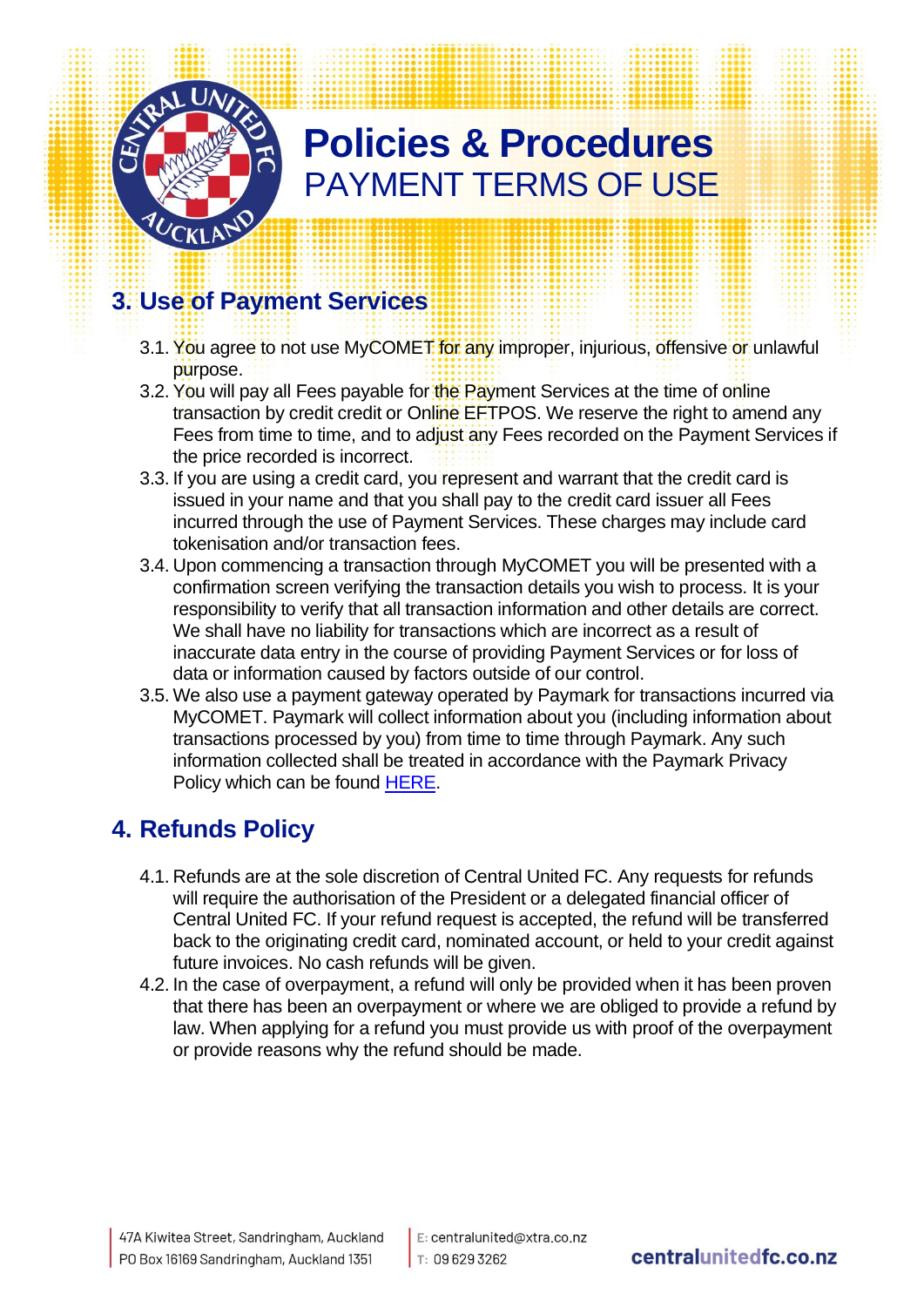# Policies & Procedures
PAYMENT TERMS OF USE

## 3. Use of Payment Services

3.1. You agree to not use MyCOMET for any improper, injurious, offensive or unlawful purpose.

3.2. You will pay all Fees payable for the Payment Services at the time of online transaction by credit credit or Online EFTPOS. We reserve the right to amend any Fees from time to time, and to adjust any Fees recorded on the Payment Services if the price recorded is incorrect.

3.3. If you are using a credit card, you represent and warrant that the credit card is issued in your name and that you shall pay to the credit card issuer all Fees incurred through the use of Payment Services. These charges may include card tokenisation and/or transaction fees.

3.4. Upon commencing a transaction through MyCOMET you will be presented with a confirmation screen verifying the transaction details you wish to process. It is your responsibility to verify that all transaction information and other details are correct. We shall have no liability for transactions which are incorrect as a result of inaccurate data entry in the course of providing Payment Services or for loss of data or information caused by factors outside of our control.

3.5. We also use a payment gateway operated by Paymark for transactions incurred via MyCOMET. Paymark will collect information about you (including information about transactions processed by you) from time to time through Paymark. Any such information collected shall be treated in accordance with the Paymark Privacy Policy which can be found HERE.

## 4. Refunds Policy

4.1. Refunds are at the sole discretion of Central United FC. Any requests for refunds will require the authorisation of the President or a delegated financial officer of Central United FC. If your refund request is accepted, the refund will be transferred back to the originating credit card, nominated account, or held to your credit against future invoices. No cash refunds will be given.

4.2. In the case of overpayment, a refund will only be provided when it has been proven that there has been an overpayment or where we are obliged to provide a refund by law. When applying for a refund you must provide us with proof of the overpayment or provide reasons why the refund should be made.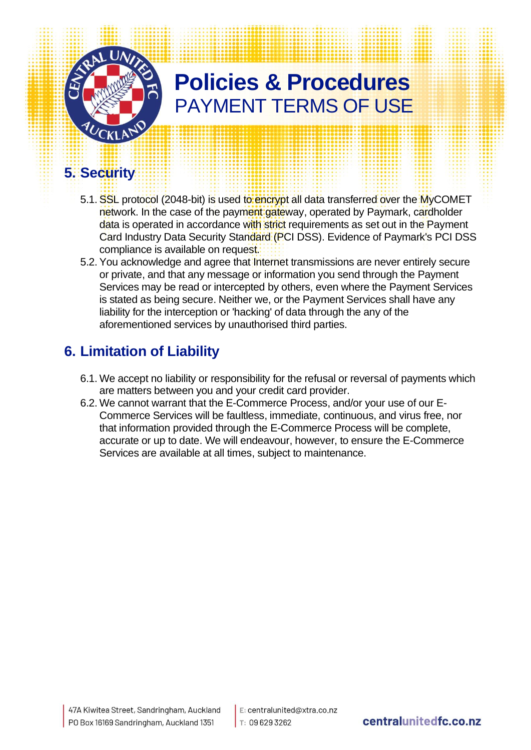## 5. Security

5.1. SSL protocol (2048-bit) is used to encrypt all data transferred over the MyCOMET network. In the case of the payment gateway, operated by Paymark, cardholder data is operated in accordance with strict requirements as set out in the Payment Card Industry Data Security Standard (PCI DSS). Evidence of Paymark's PCI DSS compliance is available on request.

5.2. You acknowledge and agree that Internet transmissions are never entirely secure or private, and that any message or information you send through the Payment Services may be read or intercepted by others, even where the Payment Services is stated as being secure. Neither we, or the Payment Services shall have any liability for the interception or 'hacking' of data through the any of the aforementioned services by unauthorised third parties.

## 6. Limitation of Liability

6.1. We accept no liability or responsibility for the refusal or reversal of payments which are matters between you and your credit card provider.

6.2. We cannot warrant that the E-Commerce Process, and/or your use of our E-Commerce Services will be faultless, immediate, continuous, and virus free, nor that information provided through the E-Commerce Process will be complete, accurate or up to date. We will endeavour, however, to ensure the E-Commerce Services are available at all times, subject to maintenance.